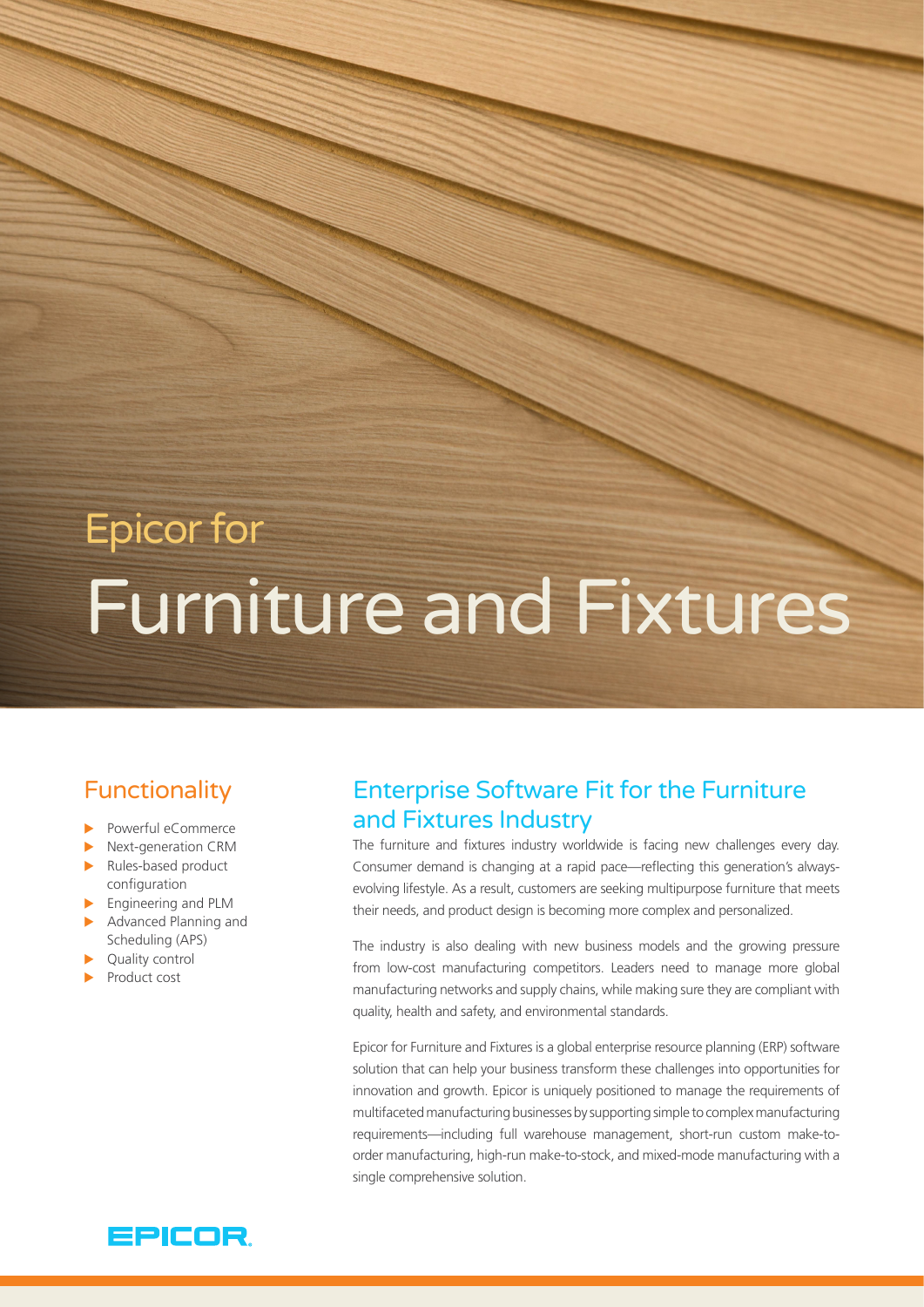# Epicor for Furniture and Fixtures

## Functionality

- Powerful eCommerce
- Next-generation CRM
- Rules-based product configuration
- Engineering and PLM
- Advanced Planning and Scheduling (APS)
- Quality control
- Product cost

## Enterprise Software Fit for the Furniture and Fixtures Industry

The furniture and fixtures industry worldwide is facing new challenges every day. Consumer demand is changing at a rapid pace—reflecting this generation's always-evolving lifestyle. As a result, customers are seeking multipurpose furniture that meets their needs, and product design is becoming more complex and personalized.

The industry is also dealing with new business models and the growing pressure from low-cost manufacturing competitors. Leaders need to manage more global manufacturing networks and supply chains, while making sure they are compliant with quality, health and safety, and environmental standards.

Epicor for Furniture and Fixtures is a global enterprise resource planning (ERP) software solution that can help your business transform these challenges into opportunities for innovation and growth. Epicor is uniquely positioned to manage the requirements of multifaceted manufacturing businesses by supporting simple to complex manufacturing requirements—including full warehouse management, short-run custom make-to-order manufacturing, high-run make-to-stock, and mixed-mode manufacturing with a single comprehensive solution.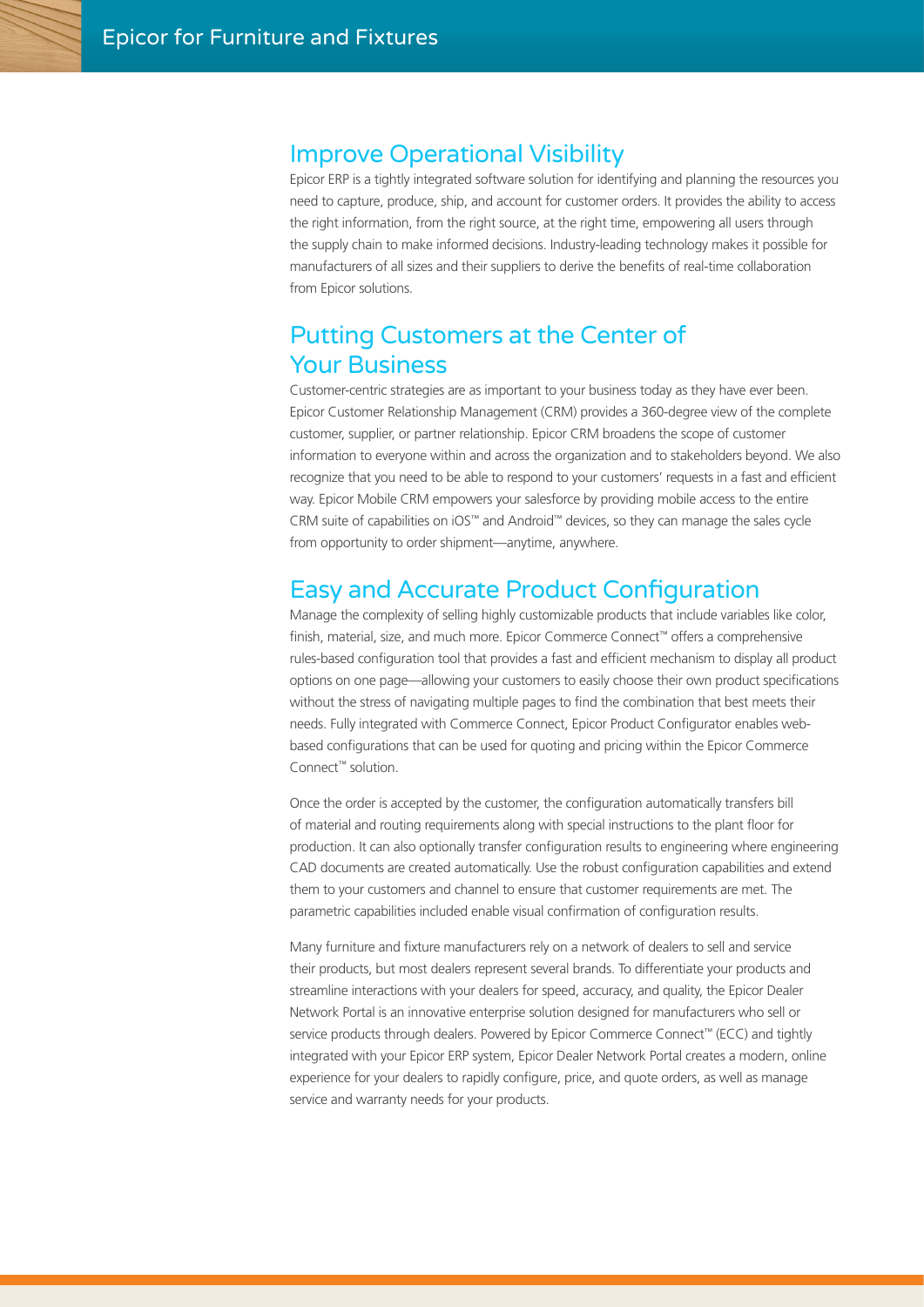## Improve Operational Visibility

Epicor ERP is a tightly integrated software solution for identifying and planning the resources you need to capture, produce, ship, and account for customer orders. It provides the ability to access the right information, from the right source, at the right time, empowering all users through the supply chain to make informed decisions. Industry-leading technology makes it possible for manufacturers of all sizes and their suppliers to derive the benefits of real-time collaboration from Epicor solutions.

## Putting Customers at the Center of Your Business

Customer-centric strategies are as important to your business today as they have ever been. Epicor Customer Relationship Management (CRM) provides a 360-degree view of the complete customer, supplier, or partner relationship. Epicor CRM broadens the scope of customer information to everyone within and across the organization and to stakeholders beyond. We also recognize that you need to be able to respond to your customers' requests in a fast and efficient way. Epicor Mobile CRM empowers your salesforce by providing mobile access to the entire CRM suite of capabilities on iOS™ and Android™ devices, so they can manage the sales cycle from opportunity to order shipment—anytime, anywhere.

## Easy and Accurate Product Configuration

Manage the complexity of selling highly customizable products that include variables like color, finish, material, size, and much more. Epicor Commerce Connect™ offers a comprehensive rules-based configuration tool that provides a fast and efficient mechanism to display all product options on one page—allowing your customers to easily choose their own product specifications without the stress of navigating multiple pages to find the combination that best meets their needs. Fully integrated with Commerce Connect, Epicor Product Configurator enables web-based configurations that can be used for quoting and pricing within the Epicor Commerce Connect™ solution.

Once the order is accepted by the customer, the configuration automatically transfers bill of material and routing requirements along with special instructions to the plant floor for production. It can also optionally transfer configuration results to engineering where engineering CAD documents are created automatically. Use the robust configuration capabilities and extend them to your customers and channel to ensure that customer requirements are met. The parametric capabilities included enable visual confirmation of configuration results.

Many furniture and fixture manufacturers rely on a network of dealers to sell and service their products, but most dealers represent several brands. To differentiate your products and streamline interactions with your dealers for speed, accuracy, and quality, the Epicor Dealer Network Portal is an innovative enterprise solution designed for manufacturers who sell or service products through dealers. Powered by Epicor Commerce Connect™ (ECC) and tightly integrated with your Epicor ERP system, Epicor Dealer Network Portal creates a modern, online experience for your dealers to rapidly configure, price, and quote orders, as well as manage service and warranty needs for your products.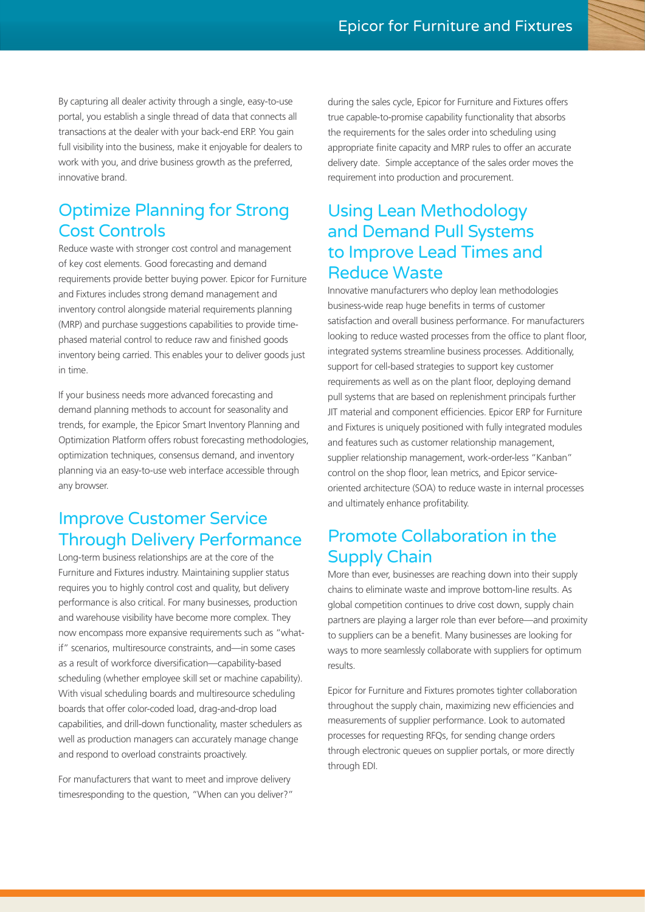By capturing all dealer activity through a single, easy-to-use portal, you establish a single thread of data that connects all transactions at the dealer with your back-end ERP. You gain full visibility into the business, make it enjoyable for dealers to work with you, and drive business growth as the preferred, innovative brand.

## Optimize Planning for Strong Cost Controls

Reduce waste with stronger cost control and management of key cost elements. Good forecasting and demand requirements provide better buying power. Epicor for Furniture and Fixtures includes strong demand management and inventory control alongside material requirements planning (MRP) and purchase suggestions capabilities to provide time-phased material control to reduce raw and finished goods inventory being carried. This enables your to deliver goods just in time.

If your business needs more advanced forecasting and demand planning methods to account for seasonality and trends, for example, the Epicor Smart Inventory Planning and Optimization Platform offers robust forecasting methodologies, optimization techniques, consensus demand, and inventory planning via an easy-to-use web interface accessible through any browser.

## Improve Customer Service Through Delivery Performance

Long-term business relationships are at the core of the Furniture and Fixtures industry. Maintaining supplier status requires you to highly control cost and quality, but delivery performance is also critical. For many businesses, production and warehouse visibility have become more complex. They now encompass more expansive requirements such as "what-if" scenarios, multiresource constraints, and—in some cases as a result of workforce diversification—capability-based scheduling (whether employee skill set or machine capability). With visual scheduling boards and multiresource scheduling boards that offer color-coded load, drag-and-drop load capabilities, and drill-down functionality, master schedulers as well as production managers can accurately manage change and respond to overload constraints proactively.

For manufacturers that want to meet and improve delivery timesresponding to the question, "When can you deliver?" during the sales cycle, Epicor for Furniture and Fixtures offers true capable-to-promise capability functionality that absorbs the requirements for the sales order into scheduling using appropriate finite capacity and MRP rules to offer an accurate delivery date. Simple acceptance of the sales order moves the requirement into production and procurement.

## Using Lean Methodology and Demand Pull Systems to Improve Lead Times and Reduce Waste

Innovative manufacturers who deploy lean methodologies business-wide reap huge benefits in terms of customer satisfaction and overall business performance. For manufacturers looking to reduce wasted processes from the office to plant floor, integrated systems streamline business processes. Additionally, support for cell-based strategies to support key customer requirements as well as on the plant floor, deploying demand pull systems that are based on replenishment principals further JIT material and component efficiencies. Epicor ERP for Furniture and Fixtures is uniquely positioned with fully integrated modules and features such as customer relationship management, supplier relationship management, work-order-less "Kanban" control on the shop floor, lean metrics, and Epicor service-oriented architecture (SOA) to reduce waste in internal processes and ultimately enhance profitability.

## Promote Collaboration in the Supply Chain

More than ever, businesses are reaching down into their supply chains to eliminate waste and improve bottom-line results. As global competition continues to drive cost down, supply chain partners are playing a larger role than ever before—and proximity to suppliers can be a benefit. Many businesses are looking for ways to more seamlessly collaborate with suppliers for optimum results.

Epicor for Furniture and Fixtures promotes tighter collaboration throughout the supply chain, maximizing new efficiencies and measurements of supplier performance. Look to automated processes for requesting RFQs, for sending change orders through electronic queues on supplier portals, or more directly through EDI.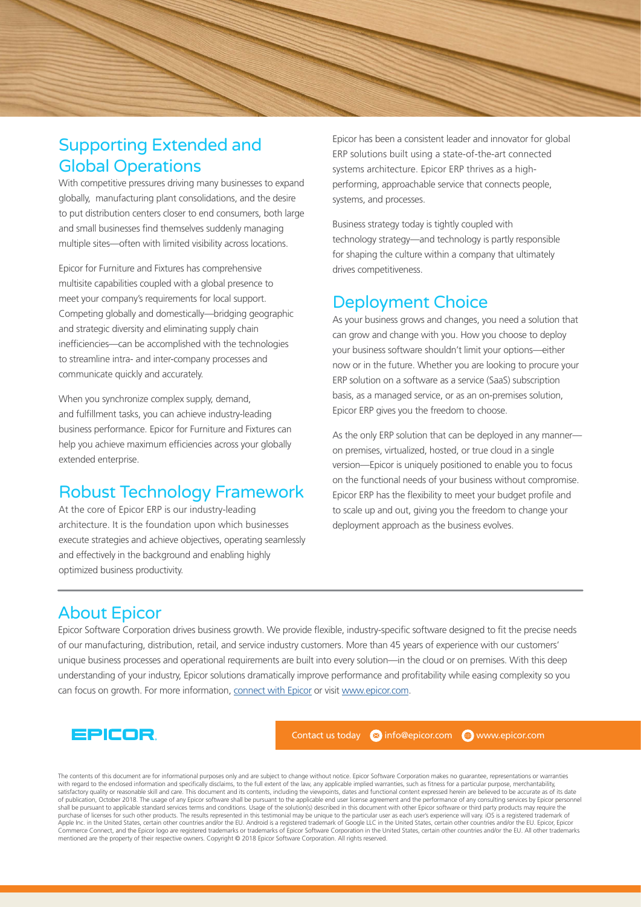## Supporting Extended and Global Operations

With competitive pressures driving many businesses to expand globally, manufacturing plant consolidations, and the desire to put distribution centers closer to end consumers, both large and small businesses find themselves suddenly managing multiple sites—often with limited visibility across locations.

Epicor for Furniture and Fixtures has comprehensive multisite capabilities coupled with a global presence to meet your company's requirements for local support. Competing globally and domestically—bridging geographic and strategic diversity and eliminating supply chain inefficiencies—can be accomplished with the technologies to streamline intra- and inter-company processes and communicate quickly and accurately.

When you synchronize complex supply, demand, and fulfillment tasks, you can achieve industry-leading business performance. Epicor for Furniture and Fixtures can help you achieve maximum efficiencies across your globally extended enterprise.

## Robust Technology Framework

At the core of Epicor ERP is our industry-leading architecture. It is the foundation upon which businesses execute strategies and achieve objectives, operating seamlessly and effectively in the background and enabling highly optimized business productivity.

Epicor has been a consistent leader and innovator for global ERP solutions built using a state-of-the-art connected systems architecture. Epicor ERP thrives as a high-performing, approachable service that connects people, systems, and processes.

Business strategy today is tightly coupled with technology strategy—and technology is partly responsible for shaping the culture within a company that ultimately drives competitiveness.

## Deployment Choice

As your business grows and changes, you need a solution that can grow and change with you. How you choose to deploy your business software shouldn't limit your options—either now or in the future. Whether you are looking to procure your ERP solution on a software as a service (SaaS) subscription basis, as a managed service, or as an on-premises solution, Epicor ERP gives you the freedom to choose.

As the only ERP solution that can be deployed in any manner—on premises, virtualized, hosted, or true cloud in a single version—Epicor is uniquely positioned to enable you to focus on the functional needs of your business without compromise. Epicor ERP has the flexibility to meet your budget profile and to scale up and out, giving you the freedom to change your deployment approach as the business evolves.

## About Epicor

Epicor Software Corporation drives business growth. We provide flexible, industry-specific software designed to fit the precise needs of our manufacturing, distribution, retail, and service industry customers. More than 45 years of experience with our customers' unique business processes and operational requirements are built into every solution—in the cloud or on premises. With this deep understanding of your industry, Epicor solutions dramatically improve performance and profitability while easing complexity so you can focus on growth. For more information, connect with Epicor or visit www.epicor.com.

EPICOR

Contact us today info@epicor.com www.epicor.com

The contents of this document are for informational purposes only and are subject to change without notice. Epicor Software Corporation makes no guarantee, representations or warranties with regard to the enclosed information and specifically disclaims, to the full extent of the law, any applicable implied warranties, such as fitness for a particular purpose, merchantability, satisfactory quality or reasonable skill and care. This document and its contents, including the viewpoints, dates and functional content expressed herein are believed to be accurate as of its date of publication, October 2018. The usage of any Epicor software shall be pursuant to the applicable end user license agreement and the performance of any consulting services by Epicor personnel shall be pursuant to applicable standard services terms and conditions. Usage of the solution(s) described in this document with other Epicor software or third party products may require the purchase of licenses for such other products. The results represented in this testimonial may be unique to the particular user as each user's experience will vary. iOS is a registered trademark of Apple Inc. in the United States, certain other countries and/or the EU. Android is a registered trademark of Google LLC in the United States, certain other countries and/or the EU. Epicor, Epicor Commerce Connect, and the Epicor logo are registered trademarks or trademarks of Epicor Software Corporation in the United States, certain other countries and/or the EU. All other trademarks mentioned are the property of their respective owners. Copyright © 2018 Epicor Software Corporation. All rights reserved.